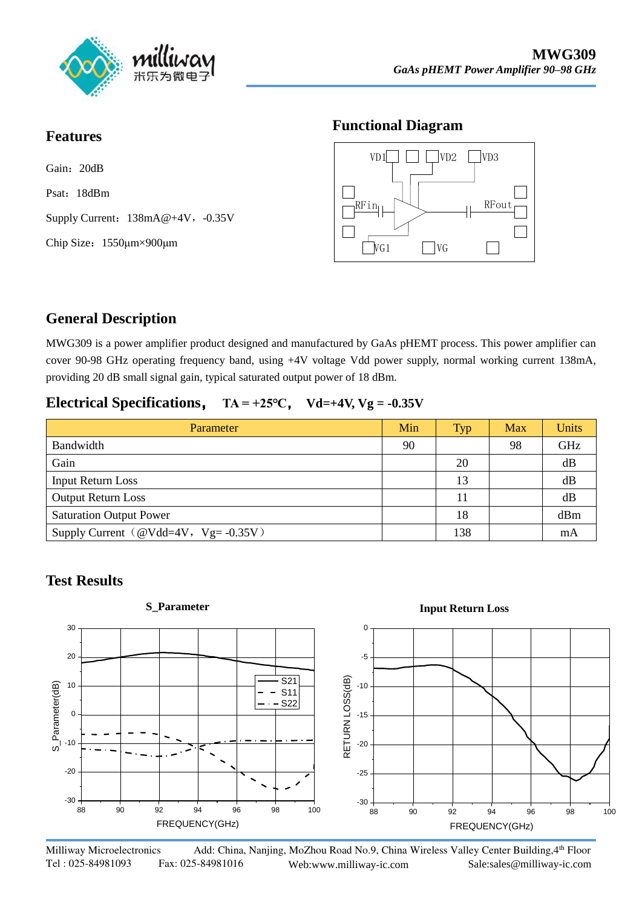# MWG309

*GaAs pHEMT Power Amplifier 90–98 GHz*

## Features

Gain：20dB

Psat：18dBm

Supply Current：138mA@+4V，-0.35V

Chip Size：1550μm×900μm

## Functional Diagram

## General Description

MWG309 is a power amplifier product designed and manufactured by GaAs pHEMT process. This power amplifier can cover 90-98 GHz operating frequency band, using +4V voltage Vdd power supply, normal working current 138mA, providing 20 dB small signal gain, typical saturated output power of 18 dBm.

## Electrical Specifications， TA = +25℃， Vd=+4V, Vg = -0.35V

| Parameter | Min | Typ | Max | Units |
|---|---|---|---|---|
| Bandwidth | 90 | | 98 | GHz |
| Gain | | 20 | | dB |
| Input Return Loss | | 13 | | dB |
| Output Return Loss | | 11 | | dB |
| Saturation Output Power | | 18 | | dBm |
| Supply Current（@Vdd=4V，Vg= -0.35V） | | 138 | | mA |

## Test Results

**S_Parameter**

**Input Return Loss**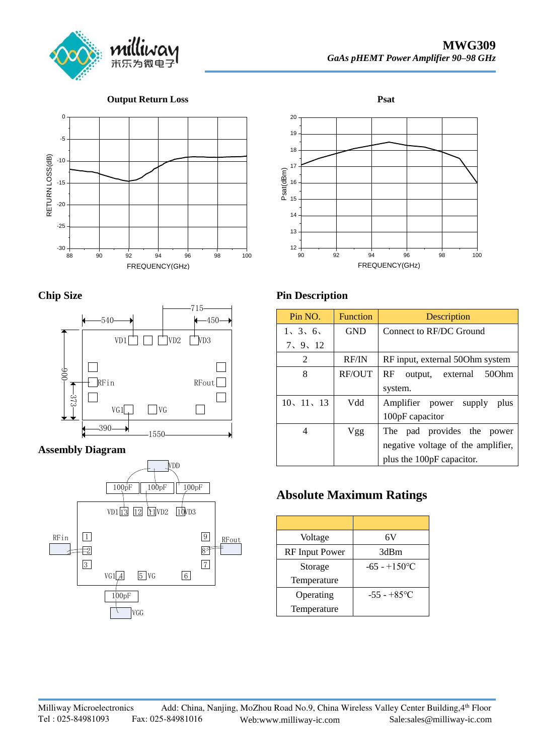**Output Return Loss**

RETURN LOSS(dB)

0
-5
-10
-15
-20
-25
-30

88 90 92 94 96 98 100

FREQUENCY(GHz)

**Psat**

Psat(dBm)

20
19
18
17
16
15
14
13
12

90 92 94 96 98 100

FREQUENCY(GHz)

## Chip Size

715
540
450
VD1 VD2 VD3
900
373
RFin RFout
VG1 VG
390
1550

## Assembly Diagram

VDD
100pF 100pF 100pF
VD1 13 12 11 VD2 10 VD3
RFin 1 2 3
9 8 7 RFout
VG1 4 5 VG 6
100pF
VGG

## Pin Description

| Pin NO. | Function | Description |
|---|---|---|
| 1、3、6、7、9、12 | GND | Connect to RF/DC Ground |
| 2 | RF/IN | RF input, external 50Ohm system |
| 8 | RF/OUT | RF output, external 50Ohm system. |
| 10、11、13 | Vdd | Amplifier power supply plus 100pF capacitor |
| 4 | Vgg | The pad provides the power negative voltage of the amplifier, plus the 100pF capacitor. |

## Absolute Maximum Ratings

| | |
|---|---|
| Voltage | 6V |
| RF Input Power | 3dBm |
| Storage Temperature | -65 - +150°C |
| Operating Temperature | -55 - +85°C |